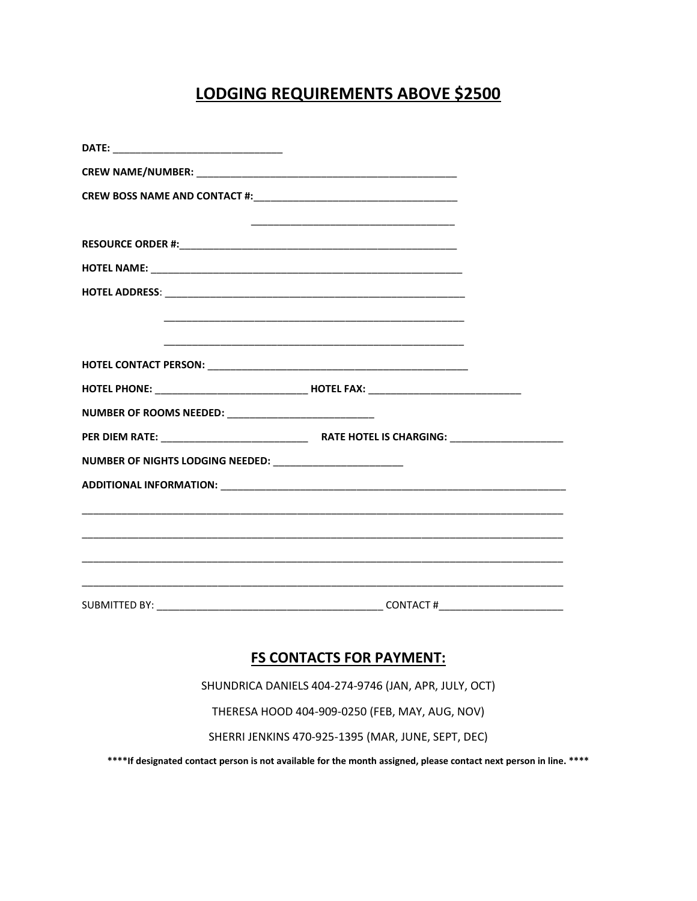# LODGING REQUIREMENTS ABOVE $2500

**DATE:** ______________________________

**CREW NAME/NUMBER:** ______________________________________________

**CREW BOSS NAME AND CONTACT #:**____________________________________

____________________________________

**RESOURCE ORDER #:**_____________________________________________

**HOTEL NAME:** ______________________________________________________

**HOTEL ADDRESS**: _____________________________________________________

_____________________________________________________

_____________________________________________________

**HOTEL CONTACT PERSON:** ______________________________________________

**HOTEL PHONE:** ___________________________ **HOTEL FAX:** ___________________________

**NUMBER OF ROOMS NEEDED:** __________________________

**PER DIEM RATE:** __________________________ **RATE HOTEL IS CHARGING:** ____________________

**NUMBER OF NIGHTS LODGING NEEDED:** _______________________

**ADDITIONAL INFORMATION:** ______________________________________________________________

________________________________________________________________________________________

________________________________________________________________________________________

________________________________________________________________________________________

________________________________________________________________________________________

SUBMITTED BY: ________________________________________ CONTACT #______________________

## FS CONTACTS FOR PAYMENT:

SHUNDRICA DANIELS 404-274-9746 (JAN, APR, JULY, OCT)

THERESA HOOD 404-909-0250 (FEB, MAY, AUG, NOV)

SHERRI JENKINS 470-925-1395 (MAR, JUNE, SEPT, DEC)

**\*\*\*\*If designated contact person is not available for the month assigned, please contact next person in line. \*\*\*\***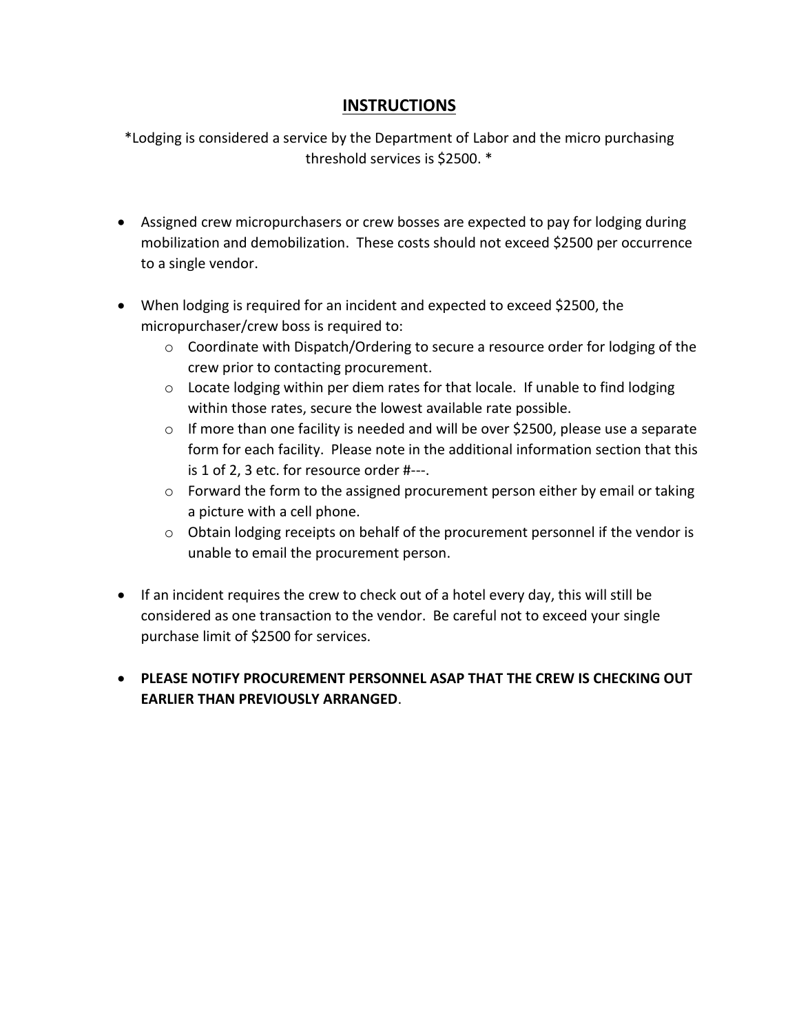## INSTRUCTIONS

*Lodging is considered a service by the Department of Labor and the micro purchasing threshold services is $2500. *

- Assigned crew micropurchasers or crew bosses are expected to pay for lodging during mobilization and demobilization. These costs should not exceed $2500 per occurrence to a single vendor.

- When lodging is required for an incident and expected to exceed $2500, the micropurchaser/crew boss is required to:
  - Coordinate with Dispatch/Ordering to secure a resource order for lodging of the crew prior to contacting procurement.
  - Locate lodging within per diem rates for that locale. If unable to find lodging within those rates, secure the lowest available rate possible.
  - If more than one facility is needed and will be over $2500, please use a separate form for each facility. Please note in the additional information section that this is 1 of 2, 3 etc. for resource order #---.
  - Forward the form to the assigned procurement person either by email or taking a picture with a cell phone.
  - Obtain lodging receipts on behalf of the procurement personnel if the vendor is unable to email the procurement person.

- If an incident requires the crew to check out of a hotel every day, this will still be considered as one transaction to the vendor. Be careful not to exceed your single purchase limit of $2500 for services.

- **PLEASE NOTIFY PROCUREMENT PERSONNEL ASAP THAT THE CREW IS CHECKING OUT EARLIER THAN PREVIOUSLY ARRANGED**.